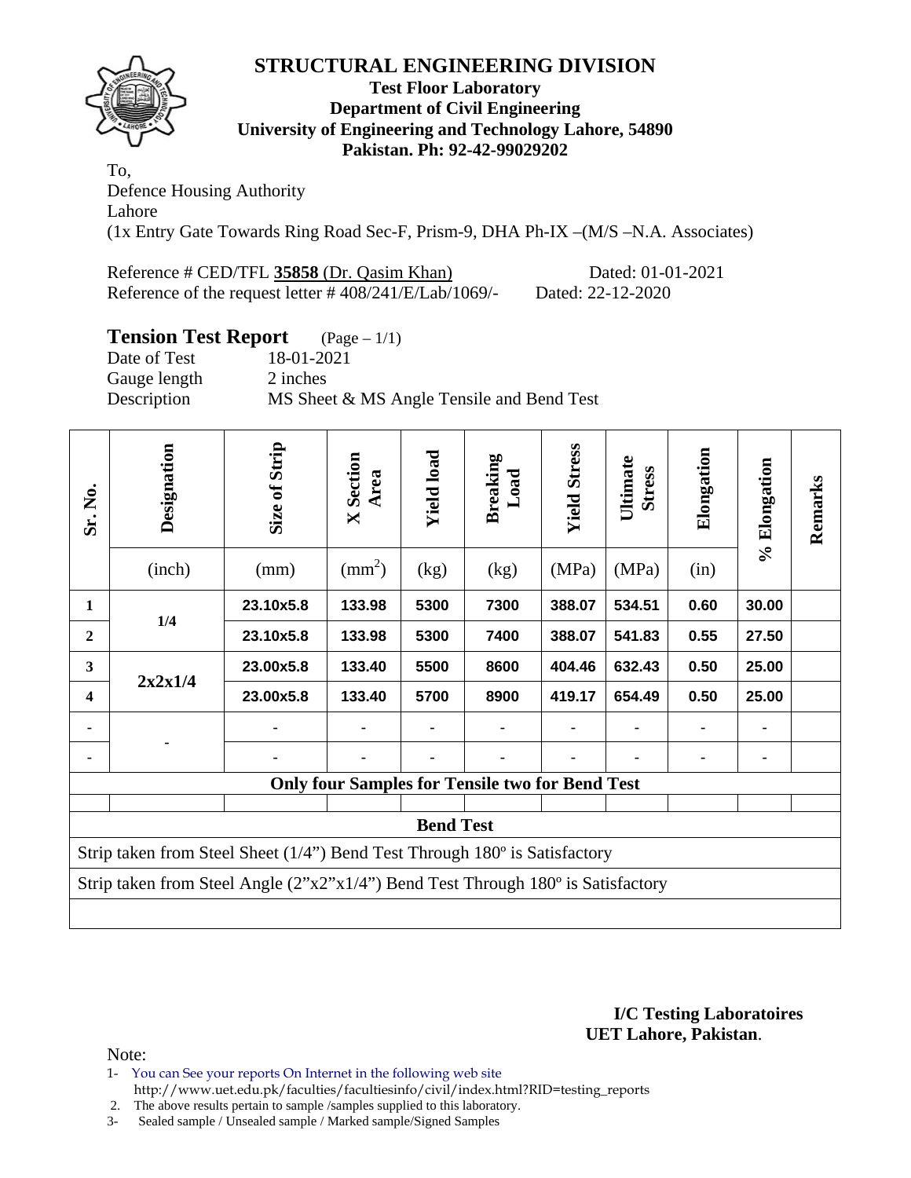# STRUCTURAL ENGINEERING DIVISION

**Test Floor Laboratory**
**Department of Civil Engineering**
**University of Engineering and Technology Lahore, 54890**
**Pakistan. Ph: 92-42-99029202**

To,
Defence Housing Authority
Lahore
(1x Entry Gate Towards Ring Road Sec-F, Prism-9, DHA Ph-IX –(M/S –N.A. Associates)

Reference # CED/TFL **35858** (Dr. Qasim Khan) Dated: 01-01-2021
Reference of the request letter # 408/241/E/Lab/1069/- Dated: 22-12-2020

## Tension Test Report (Page – 1/1)

Date of Test 18-01-2021
Gauge length 2 inches
Description MS Sheet & MS Angle Tensile and Bend Test

| Sr. No. | Designation (inch) | Size of Strip (mm) | X Section Area ($mm^2$) | Yield load (kg) | Breaking Load (kg) | Yield Stress (MPa) | Ultimate Stress (MPa) | Elongation (in) | % Elongation | Remarks |
|---|---|---|---|---|---|---|---|---|---|---|
| 1 | 1/4 | 23.10x5.8 | 133.98 | 5300 | 7300 | 388.07 | 534.51 | 0.60 | 30.00 | |
| 2 | | 23.10x5.8 | 133.98 | 5300 | 7400 | 388.07 | 541.83 | 0.55 | 27.50 | |
| 3 | 2x2x1/4 | 23.00x5.8 | 133.40 | 5500 | 8600 | 404.46 | 632.43 | 0.50 | 25.00 | |
| 4 | | 23.00x5.8 | 133.40 | 5700 | 8900 | 419.17 | 654.49 | 0.50 | 25.00 | |
| - | - | - | - | - | - | - | - | - | - | |
| - | | - | - | - | - | - | - | - | - | |
| **Only four Samples for Tensile two for Bend Test** | | | | | | | | | | |
| | | | | | | | | | | |
| **Bend Test** | | | | | | | | | | |
| Strip taken from Steel Sheet (1/4") Bend Test Through 180º is Satisfactory | | | | | | | | | | |
| Strip taken from Steel Angle (2"x2"x1/4") Bend Test Through 180º is Satisfactory | | | | | | | | | | |

**I/C Testing Laboratoires**
**UET Lahore, Pakistan**.

Note:

1- You can See your reports On Internet in the following web site
http://www.uet.edu.pk/faculties/facultiesinfo/civil/index.html?RID=testing_reports
2. The above results pertain to sample /samples supplied to this laboratory.
3- Sealed sample / Unsealed sample / Marked sample/Signed Samples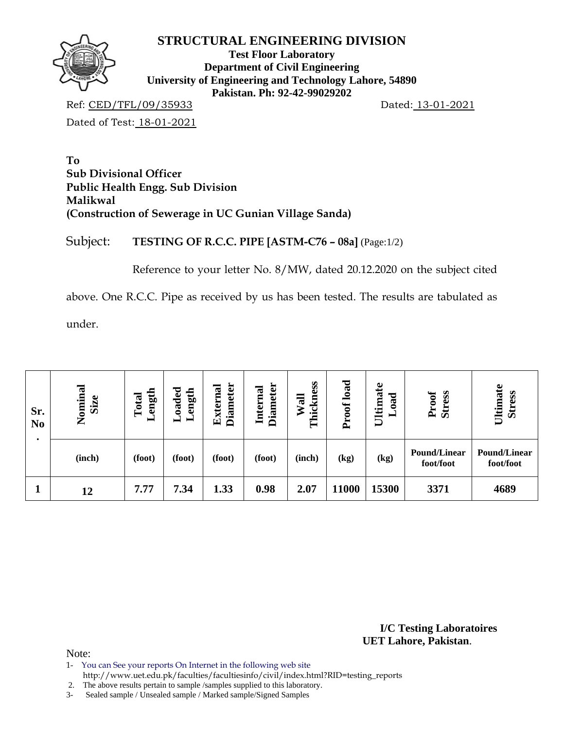# STRUCTURAL ENGINEERING DIVISION

**Test Floor Laboratory**
**Department of Civil Engineering**
**University of Engineering and Technology Lahore, 54890**
**Pakistan. Ph: 92-42-99029202**

Ref: CED/TFL/09/35933 Dated: 13-01-2021

Dated of Test: 18-01-2021

**To**
**Sub Divisional Officer**
**Public Health Engg. Sub Division**
**Malikwal**
**(Construction of Sewerage in UC Gunian Village Sanda)**

Subject: **TESTING OF R.C.C. PIPE [ASTM-C76 – 08a]** (Page:1/2)

Reference to your letter No. 8/MW, dated 20.12.2020 on the subject cited above. One R.C.C. Pipe as received by us has been tested. The results are tabulated as under.

| Sr. No. | Nominal Size | Total Length | Loaded Length | External Diameter | Internal Diameter | Wall Thickness | Proof load | Ultimate Load | Proof Stress | Ultimate Stress |
|---|---|---|---|---|---|---|---|---|---|---|
| | (inch) | (foot) | (foot) | (foot) | (foot) | (inch) | (kg) | (kg) | Pound/Linear foot/foot | Pound/Linear foot/foot |
| 1 | 12 | 7.77 | 7.34 | 1.33 | 0.98 | 2.07 | 11000 | 15300 | 3371 | 4689 |

**I/C Testing Laboratoires**
**UET Lahore, Pakistan**.

Note:
1- You can See your reports On Internet in the following web site
http://www.uet.edu.pk/faculties/facultiesinfo/civil/index.html?RID=testing_reports
2. The above results pertain to sample /samples supplied to this laboratory.
3- Sealed sample / Unsealed sample / Marked sample/Signed Samples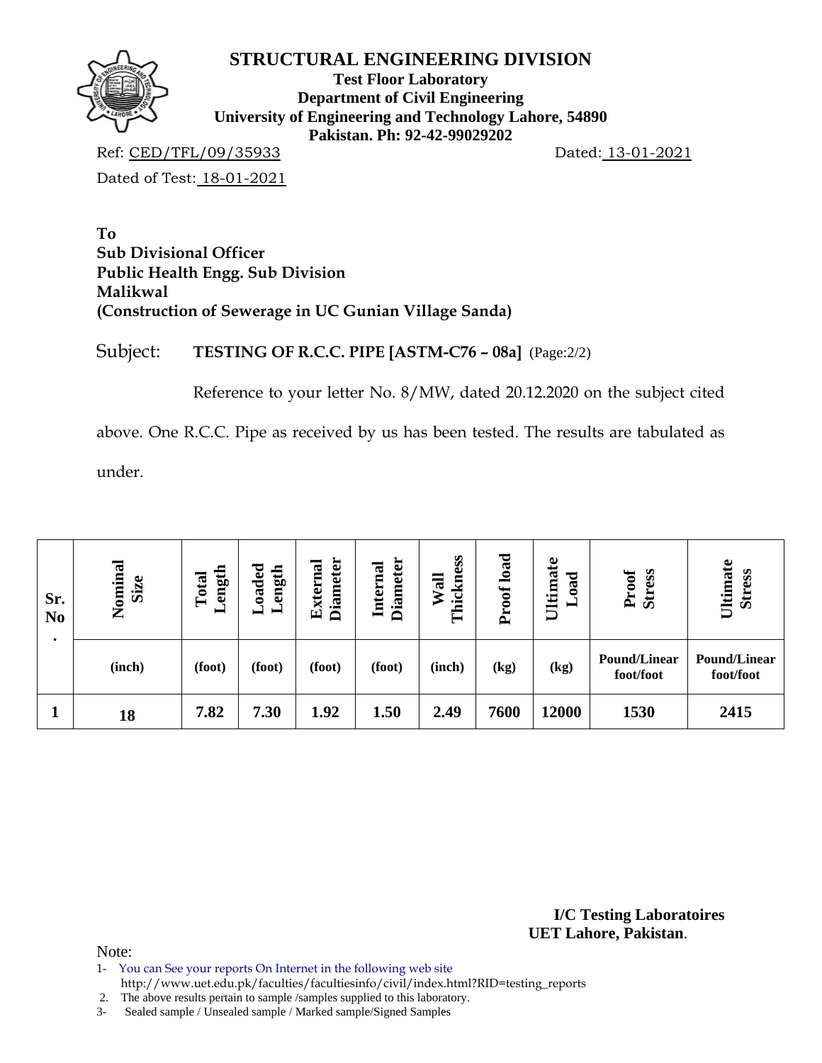# STRUCTURAL ENGINEERING DIVISION

**Test Floor Laboratory**
**Department of Civil Engineering**
**University of Engineering and Technology Lahore, 54890**
**Pakistan. Ph: 92-42-99029202**

Ref: CED/TFL/09/35933 Dated: 13-01-2021

Dated of Test: 18-01-2021

**To**
**Sub Divisional Officer**
**Public Health Engg. Sub Division**
**Malikwal**
**(Construction of Sewerage in UC Gunian Village Sanda)**

Subject: **TESTING OF R.C.C. PIPE [ASTM-C76 – 08a]** (Page:2/2)

Reference to your letter No. 8/MW, dated 20.12.2020 on the subject cited above. One R.C.C. Pipe as received by us has been tested. The results are tabulated as under.

| Sr. No. | Nominal Size | Total Length | Loaded Length | External Diameter | Internal Diameter | Wall Thickness | Proof load | Ultimate Load | Proof Stress | Ultimate Stress |
|---|---|---|---|---|---|---|---|---|---|---|
| | (inch) | (foot) | (foot) | (foot) | (foot) | (inch) | (kg) | (kg) | Pound/Linear foot/foot | Pound/Linear foot/foot |
| 1 | 18 | 7.82 | 7.30 | 1.92 | 1.50 | 2.49 | 7600 | 12000 | 1530 | 2415 |

**I/C Testing Laboratoires**
**UET Lahore, Pakistan**.

Note:

1- You can See your reports On Internet in the following web site http://www.uet.edu.pk/faculties/facultiesinfo/civil/index.html?RID=testing_reports
2. The above results pertain to sample /samples supplied to this laboratory.
3- Sealed sample / Unsealed sample / Marked sample/Signed Samples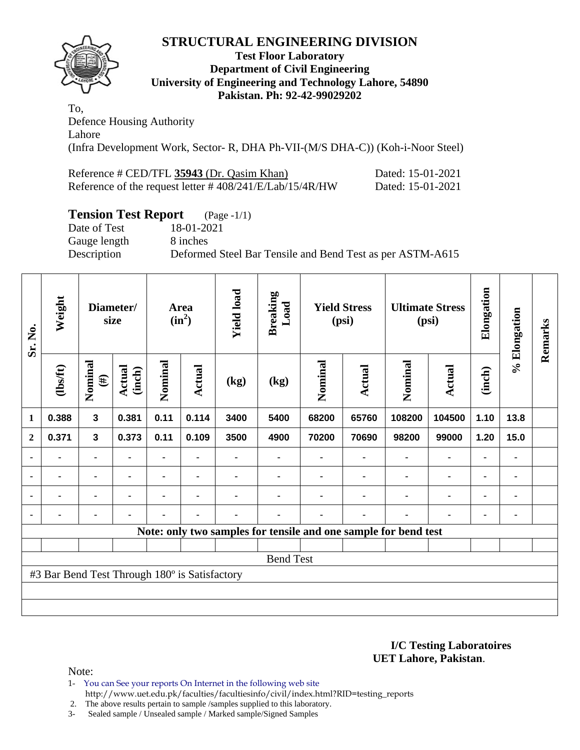# STRUCTURAL ENGINEERING DIVISION

**Test Floor Laboratory**
**Department of Civil Engineering**
**University of Engineering and Technology Lahore, 54890**
**Pakistan. Ph: 92-42-99029202**

To,
Defence Housing Authority
Lahore
(Infra Development Work, Sector- R, DHA Ph-VII-(M/S DHA-C)) (Koh-i-Noor Steel)

Reference # CED/TFL **35943** (Dr. Qasim Khan) Dated: 15-01-2021
Reference of the request letter # 408/241/E/Lab/15/4R/HW Dated: 15-01-2021

## Tension Test Report (Page -1/1)

Date of Test 18-01-2021
Gauge length 8 inches
Description Deformed Steel Bar Tensile and Bend Test as per ASTM-A615

| Sr. No. | Weight | Diameter/ size | | Area ($in^2$) | | Yield load | Breaking Load | Yield Stress (psi) | | Ultimate Stress (psi) | | Elongation | % Elongation | Remarks |
|---|---|---|---|---|---|---|---|---|---|---|---|---|---|---|
| | (lbs/ft) | Nominal (#) | Actual (inch) | Nominal | Actual | (kg) | (kg) | Nominal | Actual | Nominal | Actual | (inch) | | |
| 1 | 0.388 | 3 | 0.381 | 0.11 | 0.114 | 3400 | 5400 | 68200 | 65760 | 108200 | 104500 | 1.10 | 13.8 | |
| 2 | 0.371 | 3 | 0.373 | 0.11 | 0.109 | 3500 | 4900 | 70200 | 70690 | 98200 | 99000 | 1.20 | 15.0 | |
| - | - | - | - | - | - | - | - | - | - | - | - | - | - | |
| - | - | - | - | - | - | - | - | - | - | - | - | - | - | |
| - | - | - | - | - | - | - | - | - | - | - | - | - | - | |
| - | - | - | - | - | - | - | - | - | - | - | - | - | - | |
| Note: only two samples for tensile and one sample for bend test | | | | | | | | | | | | | | |
| Bend Test | | | | | | | | | | | | | | |
| #3 Bar Bend Test Through 180º is Satisfactory | | | | | | | | | | | | | | |

**I/C Testing Laboratoires**
**UET Lahore, Pakistan**.

Note:

1- You can See your reports On Internet in the following web site
http://www.uet.edu.pk/faculties/facultiesinfo/civil/index.html?RID=testing_reports
2. The above results pertain to sample /samples supplied to this laboratory.
3- Sealed sample / Unsealed sample / Marked sample/Signed Samples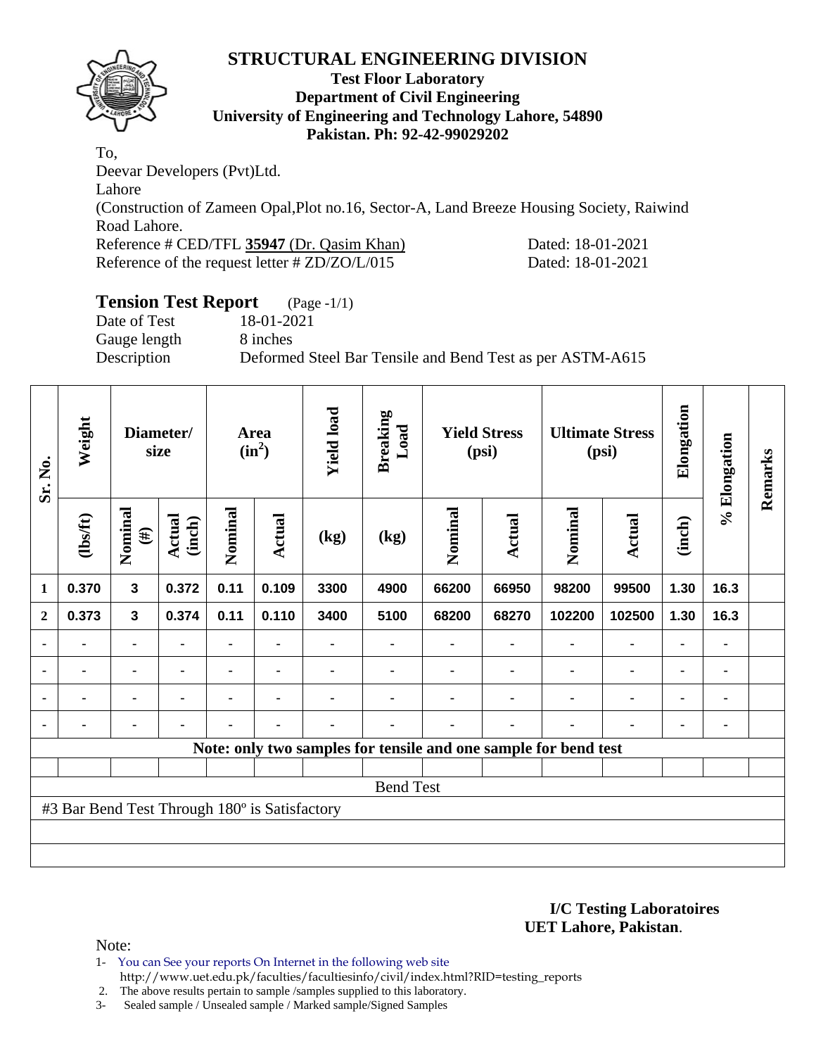# STRUCTURAL ENGINEERING DIVISION

**Test Floor Laboratory**
**Department of Civil Engineering**
**University of Engineering and Technology Lahore, 54890**
**Pakistan. Ph: 92-42-99029202**

To,
Deevar Developers (Pvt)Ltd.
Lahore
(Construction of Zameen Opal,Plot no.16, Sector-A, Land Breeze Housing Society, Raiwind Road Lahore.
Reference # CED/TFL **35947** (Dr. Qasim Khan) Dated: 18-01-2021
Reference of the request letter # ZD/ZO/L/015 Dated: 18-01-2021

## Tension Test Report (Page -1/1)

Date of Test 18-01-2021
Gauge length 8 inches
Description Deformed Steel Bar Tensile and Bend Test as per ASTM-A615

| Sr. No. | Weight | Diameter/ size | | Area ($in^2$) | | Yield load | Breaking Load | Yield Stress (psi) | | Ultimate Stress (psi) | | Elongation | % Elongation | Remarks |
|---|---|---|---|---|---|---|---|---|---|---|---|---|---|---|
| | (lbs/ft) | Nominal (#) | Actual (inch) | Nominal | Actual | (kg) | (kg) | Nominal | Actual | Nominal | Actual | (inch) | | |
| 1 | 0.370 | 3 | 0.372 | 0.11 | 0.109 | 3300 | 4900 | 66200 | 66950 | 98200 | 99500 | 1.30 | 16.3 | |
| 2 | 0.373 | 3 | 0.374 | 0.11 | 0.110 | 3400 | 5100 | 68200 | 68270 | 102200 | 102500 | 1.30 | 16.3 | |
| - | - | - | - | - | - | - | - | - | - | - | - | - | - | |
| - | - | - | - | - | - | - | - | - | - | - | - | - | - | |
| - | - | - | - | - | - | - | - | - | - | - | - | - | - | |
| - | - | - | - | - | - | - | - | - | - | - | - | - | - | |
| Note: only two samples for tensile and one sample for bend test | | | | | | | | | | | | | | |
| Bend Test | | | | | | | | | | | | | | |
| #3 Bar Bend Test Through 180º is Satisfactory | | | | | | | | | | | | | | |

**I/C Testing Laboratoires**
**UET Lahore, Pakistan**.

Note:
1- You can See your reports On Internet in the following web site
http://www.uet.edu.pk/faculties/facultiesinfo/civil/index.html?RID=testing_reports
2. The above results pertain to sample /samples supplied to this laboratory.
3- Sealed sample / Unsealed sample / Marked sample/Signed Samples